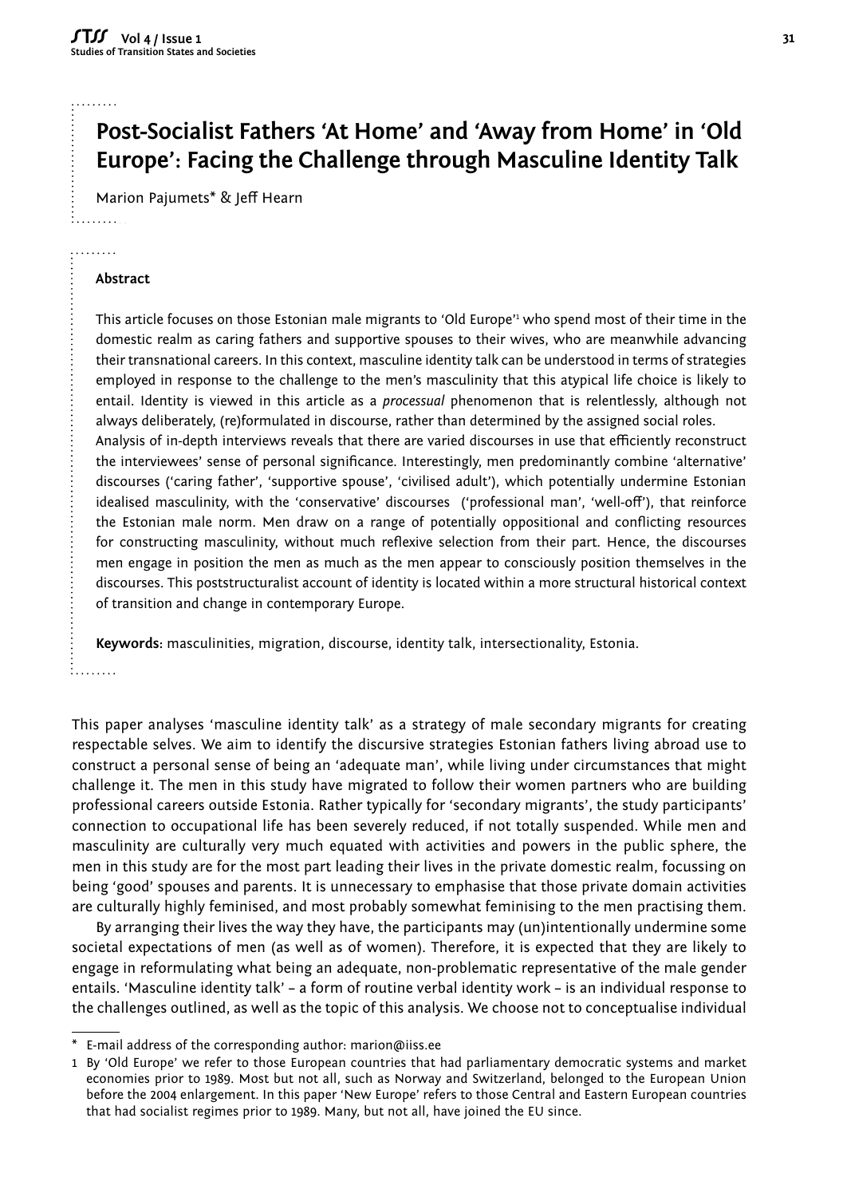# Post-Socialist Fathers 'At Home' and 'Away from Home' in 'Old Europe': Facing the Challenge through Masculine Identity Talk

Marion Pajumets* & Jeff Hearn

### Abstract

This article focuses on those Estonian male migrants to 'Old Europe'[1] who spend most of their time in the domestic realm as caring fathers and supportive spouses to their wives, who are meanwhile advancing their transnational careers. In this context, masculine identity talk can be understood in terms of strategies employed in response to the challenge to the men's masculinity that this atypical life choice is likely to entail. Identity is viewed in this article as a *processual* phenomenon that is relentlessly, although not always deliberately, (re)formulated in discourse, rather than determined by the assigned social roles.
Analysis of in-depth interviews reveals that there are varied discourses in use that efficiently reconstruct the interviewees' sense of personal significance. Interestingly, men predominantly combine 'alternative' discourses ('caring father', 'supportive spouse', 'civilised adult'), which potentially undermine Estonian idealised masculinity, with the 'conservative' discourses ('professional man', 'well-off'), that reinforce the Estonian male norm. Men draw on a range of potentially oppositional and conflicting resources for constructing masculinity, without much reflexive selection from their part. Hence, the discourses men engage in position the men as much as the men appear to consciously position themselves in the discourses. This poststructuralist account of identity is located within a more structural historical context of transition and change in contemporary Europe.

**Keywords**: masculinities, migration, discourse, identity talk, intersectionality, Estonia.

This paper analyses 'masculine identity talk' as a strategy of male secondary migrants for creating respectable selves. We aim to identify the discursive strategies Estonian fathers living abroad use to construct a personal sense of being an 'adequate man', while living under circumstances that might challenge it. The men in this study have migrated to follow their women partners who are building professional careers outside Estonia. Rather typically for 'secondary migrants', the study participants' connection to occupational life has been severely reduced, if not totally suspended. While men and masculinity are culturally very much equated with activities and powers in the public sphere, the men in this study are for the most part leading their lives in the private domestic realm, focussing on being 'good' spouses and parents. It is unnecessary to emphasise that those private domain activities are culturally highly feminised, and most probably somewhat feminising to the men practising them.

By arranging their lives the way they have, the participants may (un)intentionally undermine some societal expectations of men (as well as of women). Therefore, it is expected that they are likely to engage in reformulating what being an adequate, non-problematic representative of the male gender entails. 'Masculine identity talk' – a form of routine verbal identity work – is an individual response to the challenges outlined, as well as the topic of this analysis. We choose not to conceptualise individual

---

\* E-mail address of the corresponding author: marion@iiss.ee

1 By 'Old Europe' we refer to those European countries that had parliamentary democratic systems and market economies prior to 1989. Most but not all, such as Norway and Switzerland, belonged to the European Union before the 2004 enlargement. In this paper 'New Europe' refers to those Central and Eastern European countries that had socialist regimes prior to 1989. Many, but not all, have joined the EU since.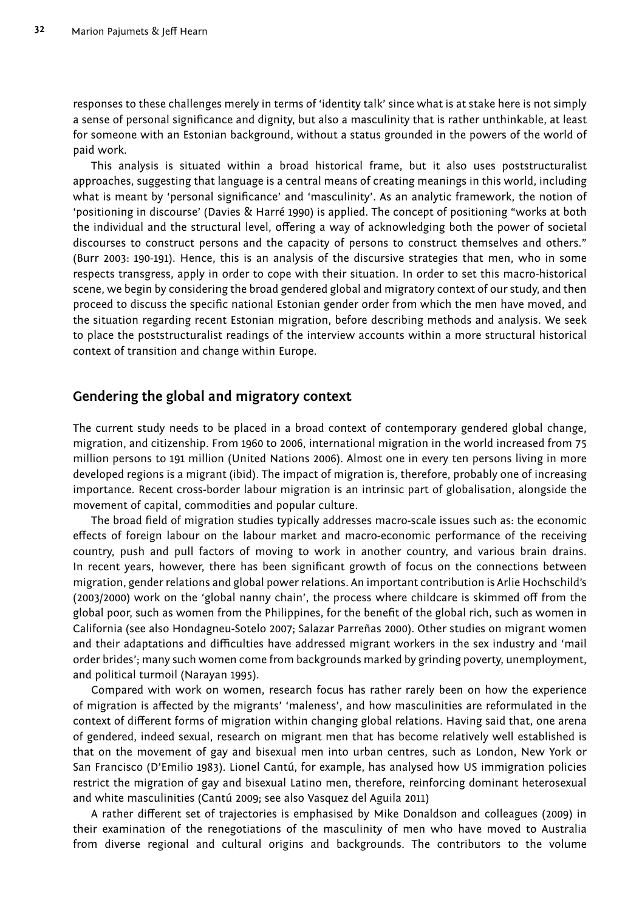responses to these challenges merely in terms of 'identity talk' since what is at stake here is not simply a sense of personal significance and dignity, but also a masculinity that is rather unthinkable, at least for someone with an Estonian background, without a status grounded in the powers of the world of paid work.

This analysis is situated within a broad historical frame, but it also uses poststructuralist approaches, suggesting that language is a central means of creating meanings in this world, including what is meant by 'personal significance' and 'masculinity'. As an analytic framework, the notion of 'positioning in discourse' (Davies & Harré 1990) is applied. The concept of positioning "works at both the individual and the structural level, offering a way of acknowledging both the power of societal discourses to construct persons and the capacity of persons to construct themselves and others." (Burr 2003: 190-191). Hence, this is an analysis of the discursive strategies that men, who in some respects transgress, apply in order to cope with their situation. In order to set this macro-historical scene, we begin by considering the broad gendered global and migratory context of our study, and then proceed to discuss the specific national Estonian gender order from which the men have moved, and the situation regarding recent Estonian migration, before describing methods and analysis. We seek to place the poststructuralist readings of the interview accounts within a more structural historical context of transition and change within Europe.

## Gendering the global and migratory context

The current study needs to be placed in a broad context of contemporary gendered global change, migration, and citizenship. From 1960 to 2006, international migration in the world increased from 75 million persons to 191 million (United Nations 2006). Almost one in every ten persons living in more developed regions is a migrant (ibid). The impact of migration is, therefore, probably one of increasing importance. Recent cross-border labour migration is an intrinsic part of globalisation, alongside the movement of capital, commodities and popular culture.

The broad field of migration studies typically addresses macro-scale issues such as: the economic effects of foreign labour on the labour market and macro-economic performance of the receiving country, push and pull factors of moving to work in another country, and various brain drains. In recent years, however, there has been significant growth of focus on the connections between migration, gender relations and global power relations. An important contribution is Arlie Hochschild's (2003/2000) work on the 'global nanny chain', the process where childcare is skimmed off from the global poor, such as women from the Philippines, for the benefit of the global rich, such as women in California (see also Hondagneu-Sotelo 2007; Salazar Parreñas 2000). Other studies on migrant women and their adaptations and difficulties have addressed migrant workers in the sex industry and 'mail order brides'; many such women come from backgrounds marked by grinding poverty, unemployment, and political turmoil (Narayan 1995).

Compared with work on women, research focus has rather rarely been on how the experience of migration is affected by the migrants' 'maleness', and how masculinities are reformulated in the context of different forms of migration within changing global relations. Having said that, one arena of gendered, indeed sexual, research on migrant men that has become relatively well established is that on the movement of gay and bisexual men into urban centres, such as London, New York or San Francisco (D'Emilio 1983). Lionel Cantú, for example, has analysed how US immigration policies restrict the migration of gay and bisexual Latino men, therefore, reinforcing dominant heterosexual and white masculinities (Cantú 2009; see also Vasquez del Aguila 2011)

A rather different set of trajectories is emphasised by Mike Donaldson and colleagues (2009) in their examination of the renegotiations of the masculinity of men who have moved to Australia from diverse regional and cultural origins and backgrounds. The contributors to the volume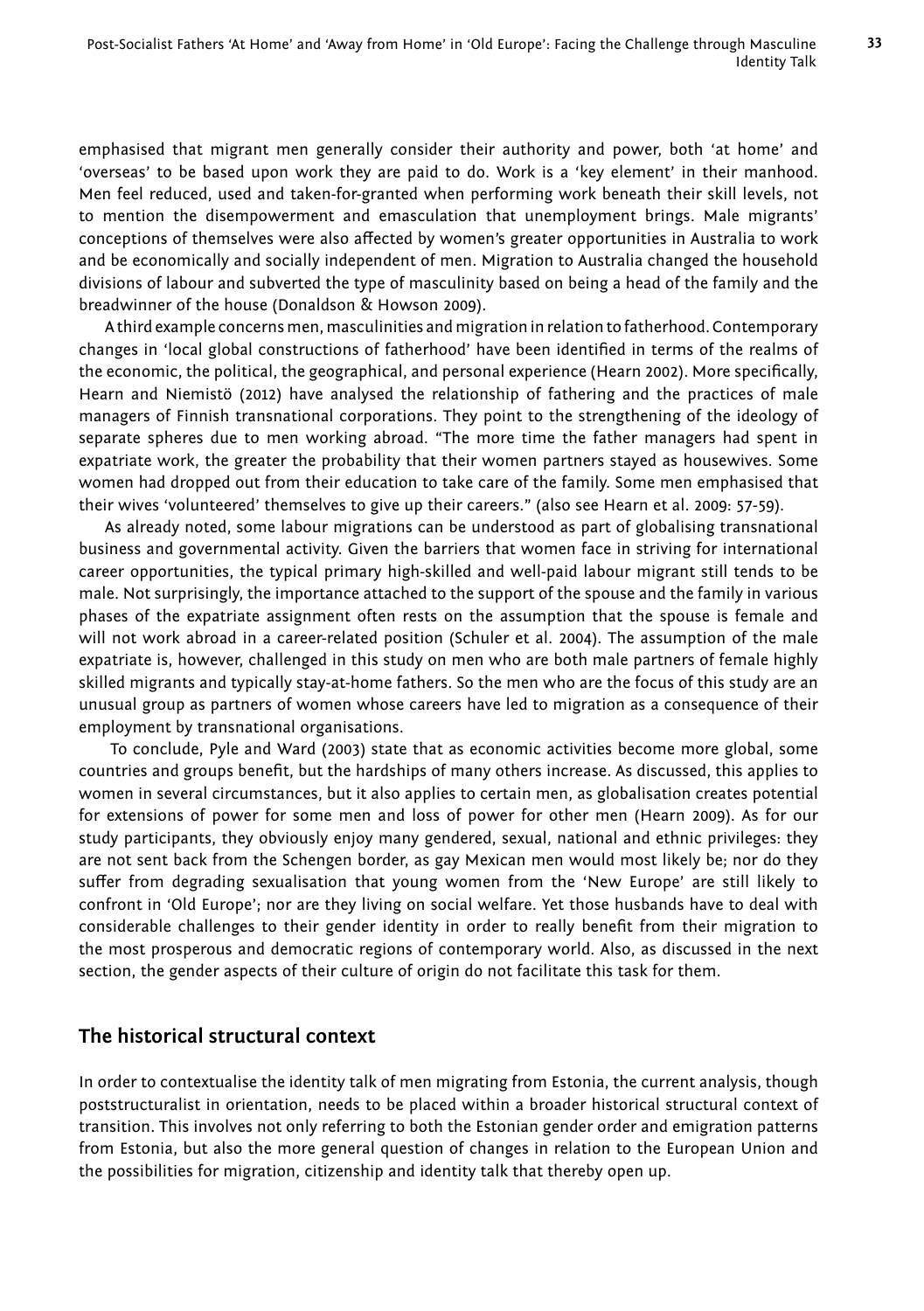emphasised that migrant men generally consider their authority and power, both 'at home' and 'overseas' to be based upon work they are paid to do. Work is a 'key element' in their manhood. Men feel reduced, used and taken-for-granted when performing work beneath their skill levels, not to mention the disempowerment and emasculation that unemployment brings. Male migrants' conceptions of themselves were also affected by women's greater opportunities in Australia to work and be economically and socially independent of men. Migration to Australia changed the household divisions of labour and subverted the type of masculinity based on being a head of the family and the breadwinner of the house (Donaldson & Howson 2009).

A third example concerns men, masculinities and migration in relation to fatherhood. Contemporary changes in 'local global constructions of fatherhood' have been identified in terms of the realms of the economic, the political, the geographical, and personal experience (Hearn 2002). More specifically, Hearn and Niemistö (2012) have analysed the relationship of fathering and the practices of male managers of Finnish transnational corporations. They point to the strengthening of the ideology of separate spheres due to men working abroad. "The more time the father managers had spent in expatriate work, the greater the probability that their women partners stayed as housewives. Some women had dropped out from their education to take care of the family. Some men emphasised that their wives 'volunteered' themselves to give up their careers." (also see Hearn et al. 2009: 57-59).

As already noted, some labour migrations can be understood as part of globalising transnational business and governmental activity. Given the barriers that women face in striving for international career opportunities, the typical primary high-skilled and well-paid labour migrant still tends to be male. Not surprisingly, the importance attached to the support of the spouse and the family in various phases of the expatriate assignment often rests on the assumption that the spouse is female and will not work abroad in a career-related position (Schuler et al. 2004). The assumption of the male expatriate is, however, challenged in this study on men who are both male partners of female highly skilled migrants and typically stay-at-home fathers. So the men who are the focus of this study are an unusual group as partners of women whose careers have led to migration as a consequence of their employment by transnational organisations.

To conclude, Pyle and Ward (2003) state that as economic activities become more global, some countries and groups benefit, but the hardships of many others increase. As discussed, this applies to women in several circumstances, but it also applies to certain men, as globalisation creates potential for extensions of power for some men and loss of power for other men (Hearn 2009). As for our study participants, they obviously enjoy many gendered, sexual, national and ethnic privileges: they are not sent back from the Schengen border, as gay Mexican men would most likely be; nor do they suffer from degrading sexualisation that young women from the 'New Europe' are still likely to confront in 'Old Europe'; nor are they living on social welfare. Yet those husbands have to deal with considerable challenges to their gender identity in order to really benefit from their migration to the most prosperous and democratic regions of contemporary world. Also, as discussed in the next section, the gender aspects of their culture of origin do not facilitate this task for them.

## The historical structural context

In order to contextualise the identity talk of men migrating from Estonia, the current analysis, though poststructuralist in orientation, needs to be placed within a broader historical structural context of transition. This involves not only referring to both the Estonian gender order and emigration patterns from Estonia, but also the more general question of changes in relation to the European Union and the possibilities for migration, citizenship and identity talk that thereby open up.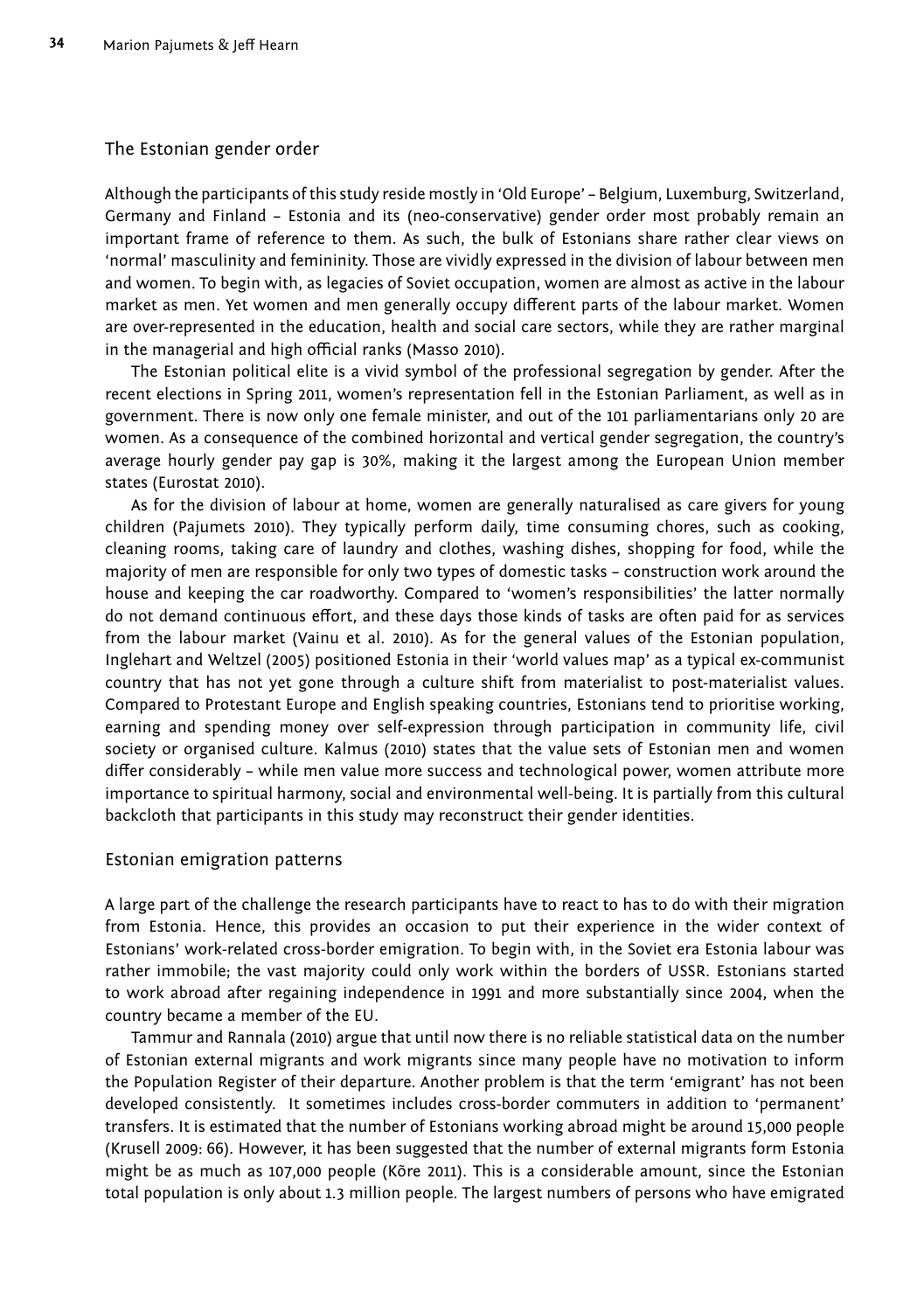## The Estonian gender order

Although the participants of this study reside mostly in 'Old Europe' – Belgium, Luxemburg, Switzerland, Germany and Finland – Estonia and its (neo-conservative) gender order most probably remain an important frame of reference to them. As such, the bulk of Estonians share rather clear views on 'normal' masculinity and femininity. Those are vividly expressed in the division of labour between men and women. To begin with, as legacies of Soviet occupation, women are almost as active in the labour market as men. Yet women and men generally occupy different parts of the labour market. Women are over-represented in the education, health and social care sectors, while they are rather marginal in the managerial and high official ranks (Masso 2010).

The Estonian political elite is a vivid symbol of the professional segregation by gender. After the recent elections in Spring 2011, women's representation fell in the Estonian Parliament, as well as in government. There is now only one female minister, and out of the 101 parliamentarians only 20 are women. As a consequence of the combined horizontal and vertical gender segregation, the country's average hourly gender pay gap is 30%, making it the largest among the European Union member states (Eurostat 2010).

As for the division of labour at home, women are generally naturalised as care givers for young children (Pajumets 2010). They typically perform daily, time consuming chores, such as cooking, cleaning rooms, taking care of laundry and clothes, washing dishes, shopping for food, while the majority of men are responsible for only two types of domestic tasks – construction work around the house and keeping the car roadworthy. Compared to 'women's responsibilities' the latter normally do not demand continuous effort, and these days those kinds of tasks are often paid for as services from the labour market (Vainu et al. 2010). As for the general values of the Estonian population, Inglehart and Weltzel (2005) positioned Estonia in their 'world values map' as a typical ex-communist country that has not yet gone through a culture shift from materialist to post-materialist values. Compared to Protestant Europe and English speaking countries, Estonians tend to prioritise working, earning and spending money over self-expression through participation in community life, civil society or organised culture. Kalmus (2010) states that the value sets of Estonian men and women differ considerably – while men value more success and technological power, women attribute more importance to spiritual harmony, social and environmental well-being. It is partially from this cultural backcloth that participants in this study may reconstruct their gender identities.

## Estonian emigration patterns

A large part of the challenge the research participants have to react to has to do with their migration from Estonia. Hence, this provides an occasion to put their experience in the wider context of Estonians' work-related cross-border emigration. To begin with, in the Soviet era Estonia labour was rather immobile; the vast majority could only work within the borders of USSR. Estonians started to work abroad after regaining independence in 1991 and more substantially since 2004, when the country became a member of the EU.

Tammur and Rannala (2010) argue that until now there is no reliable statistical data on the number of Estonian external migrants and work migrants since many people have no motivation to inform the Population Register of their departure. Another problem is that the term 'emigrant' has not been developed consistently. It sometimes includes cross-border commuters in addition to 'permanent' transfers. It is estimated that the number of Estonians working abroad might be around 15,000 people (Krusell 2009: 66). However, it has been suggested that the number of external migrants form Estonia might be as much as 107,000 people (Kõre 2011). This is a considerable amount, since the Estonian total population is only about 1.3 million people. The largest numbers of persons who have emigrated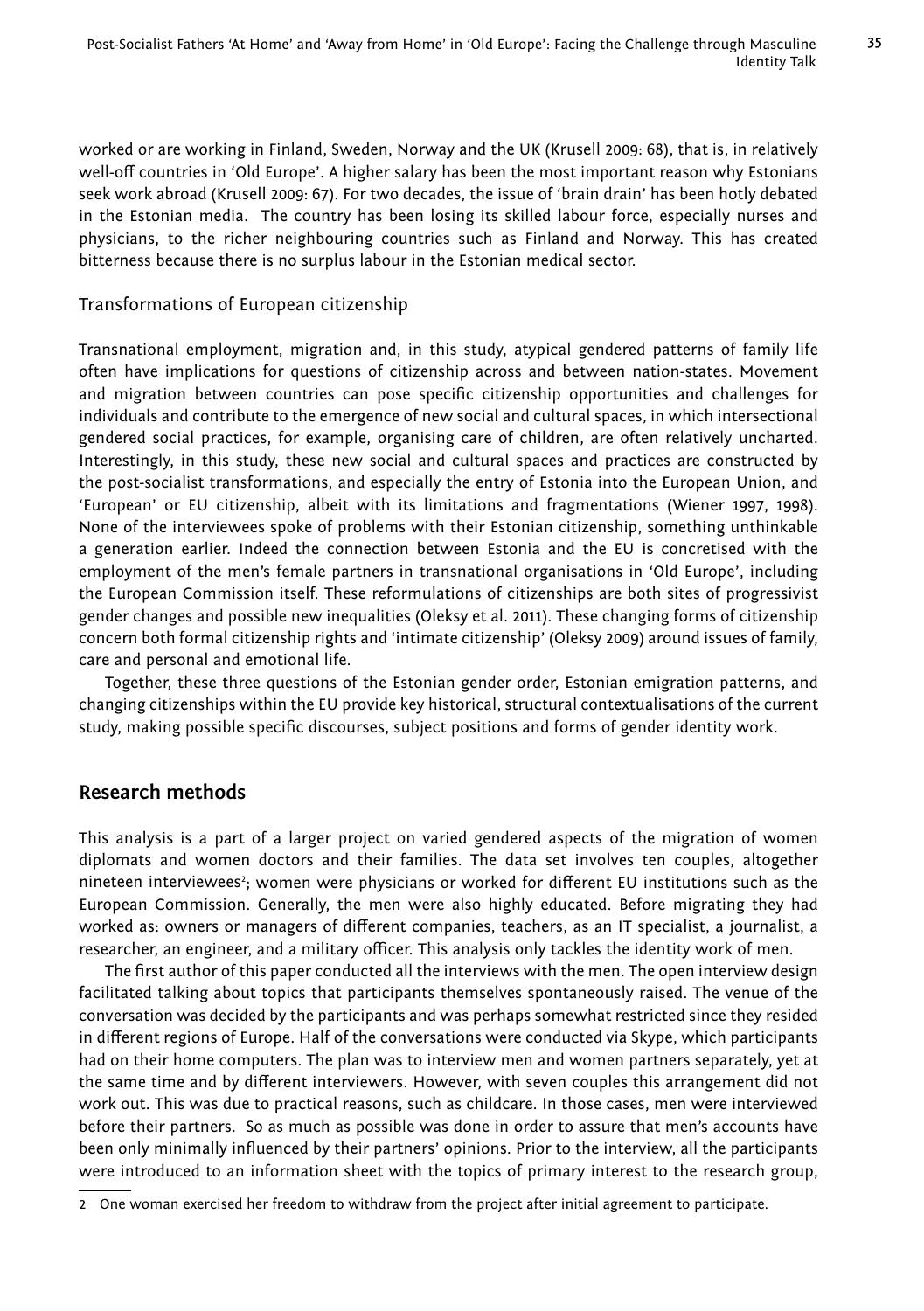worked or are working in Finland, Sweden, Norway and the UK (Krusell 2009: 68), that is, in relatively well-off countries in 'Old Europe'. A higher salary has been the most important reason why Estonians seek work abroad (Krusell 2009: 67). For two decades, the issue of 'brain drain' has been hotly debated in the Estonian media. The country has been losing its skilled labour force, especially nurses and physicians, to the richer neighbouring countries such as Finland and Norway. This has created bitterness because there is no surplus labour in the Estonian medical sector.

### Transformations of European citizenship

Transnational employment, migration and, in this study, atypical gendered patterns of family life often have implications for questions of citizenship across and between nation-states. Movement and migration between countries can pose specific citizenship opportunities and challenges for individuals and contribute to the emergence of new social and cultural spaces, in which intersectional gendered social practices, for example, organising care of children, are often relatively uncharted. Interestingly, in this study, these new social and cultural spaces and practices are constructed by the post-socialist transformations, and especially the entry of Estonia into the European Union, and 'European' or EU citizenship, albeit with its limitations and fragmentations (Wiener 1997, 1998). None of the interviewees spoke of problems with their Estonian citizenship, something unthinkable a generation earlier. Indeed the connection between Estonia and the EU is concretised with the employment of the men's female partners in transnational organisations in 'Old Europe', including the European Commission itself. These reformulations of citizenships are both sites of progressivist gender changes and possible new inequalities (Oleksy et al. 2011). These changing forms of citizenship concern both formal citizenship rights and 'intimate citizenship' (Oleksy 2009) around issues of family, care and personal and emotional life.

Together, these three questions of the Estonian gender order, Estonian emigration patterns, and changing citizenships within the EU provide key historical, structural contextualisations of the current study, making possible specific discourses, subject positions and forms of gender identity work.

## Research methods

This analysis is a part of a larger project on varied gendered aspects of the migration of women diplomats and women doctors and their families. The data set involves ten couples, altogether nineteen interviewees[2]; women were physicians or worked for different EU institutions such as the European Commission. Generally, the men were also highly educated. Before migrating they had worked as: owners or managers of different companies, teachers, as an IT specialist, a journalist, a researcher, an engineer, and a military officer. This analysis only tackles the identity work of men.

The first author of this paper conducted all the interviews with the men. The open interview design facilitated talking about topics that participants themselves spontaneously raised. The venue of the conversation was decided by the participants and was perhaps somewhat restricted since they resided in different regions of Europe. Half of the conversations were conducted via Skype, which participants had on their home computers. The plan was to interview men and women partners separately, yet at the same time and by different interviewers. However, with seven couples this arrangement did not work out. This was due to practical reasons, such as childcare. In those cases, men were interviewed before their partners. So as much as possible was done in order to assure that men's accounts have been only minimally influenced by their partners' opinions. Prior to the interview, all the participants were introduced to an information sheet with the topics of primary interest to the research group,

2 One woman exercised her freedom to withdraw from the project after initial agreement to participate.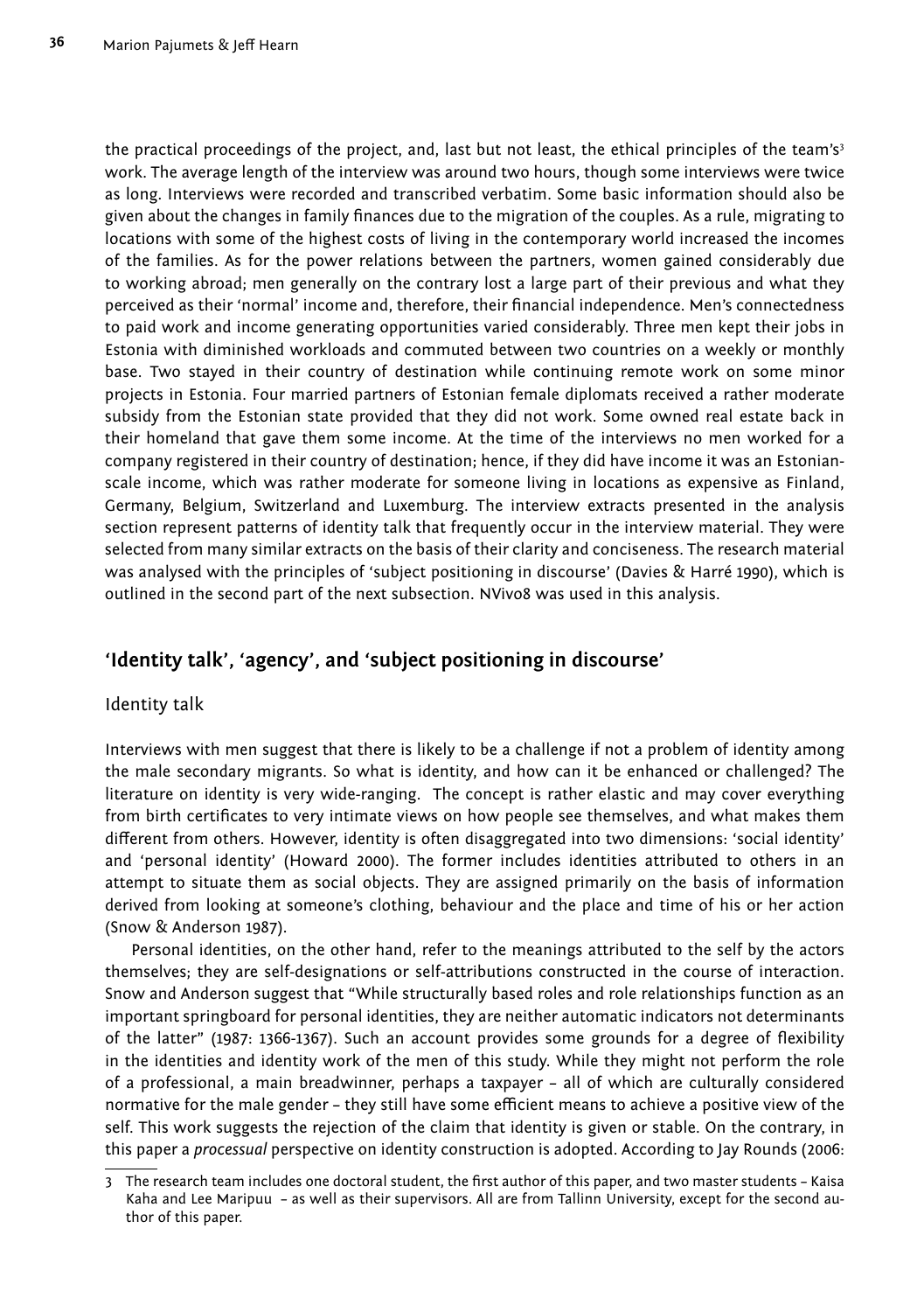the practical proceedings of the project, and, last but not least, the ethical principles of the team's[3] work. The average length of the interview was around two hours, though some interviews were twice as long. Interviews were recorded and transcribed verbatim. Some basic information should also be given about the changes in family finances due to the migration of the couples. As a rule, migrating to locations with some of the highest costs of living in the contemporary world increased the incomes of the families. As for the power relations between the partners, women gained considerably due to working abroad; men generally on the contrary lost a large part of their previous and what they perceived as their 'normal' income and, therefore, their financial independence. Men's connectedness to paid work and income generating opportunities varied considerably. Three men kept their jobs in Estonia with diminished workloads and commuted between two countries on a weekly or monthly base. Two stayed in their country of destination while continuing remote work on some minor projects in Estonia. Four married partners of Estonian female diplomats received a rather moderate subsidy from the Estonian state provided that they did not work. Some owned real estate back in their homeland that gave them some income. At the time of the interviews no men worked for a company registered in their country of destination; hence, if they did have income it was an Estonian-scale income, which was rather moderate for someone living in locations as expensive as Finland, Germany, Belgium, Switzerland and Luxemburg. The interview extracts presented in the analysis section represent patterns of identity talk that frequently occur in the interview material. They were selected from many similar extracts on the basis of their clarity and conciseness. The research material was analysed with the principles of 'subject positioning in discourse' (Davies & Harré 1990), which is outlined in the second part of the next subsection. NVivo8 was used in this analysis.

## 'Identity talk', 'agency', and 'subject positioning in discourse'

### Identity talk

Interviews with men suggest that there is likely to be a challenge if not a problem of identity among the male secondary migrants. So what is identity, and how can it be enhanced or challenged? The literature on identity is very wide-ranging. The concept is rather elastic and may cover everything from birth certificates to very intimate views on how people see themselves, and what makes them different from others. However, identity is often disaggregated into two dimensions: 'social identity' and 'personal identity' (Howard 2000). The former includes identities attributed to others in an attempt to situate them as social objects. They are assigned primarily on the basis of information derived from looking at someone's clothing, behaviour and the place and time of his or her action (Snow & Anderson 1987).

Personal identities, on the other hand, refer to the meanings attributed to the self by the actors themselves; they are self-designations or self-attributions constructed in the course of interaction. Snow and Anderson suggest that "While structurally based roles and role relationships function as an important springboard for personal identities, they are neither automatic indicators not determinants of the latter" (1987: 1366-1367). Such an account provides some grounds for a degree of flexibility in the identities and identity work of the men of this study. While they might not perform the role of a professional, a main breadwinner, perhaps a taxpayer – all of which are culturally considered normative for the male gender – they still have some efficient means to achieve a positive view of the self. This work suggests the rejection of the claim that identity is given or stable. On the contrary, in this paper a *processual* perspective on identity construction is adopted. According to Jay Rounds (2006:

[3] The research team includes one doctoral student, the first author of this paper, and two master students – Kaisa Kaha and Lee Maripuu – as well as their supervisors. All are from Tallinn University, except for the second author of this paper.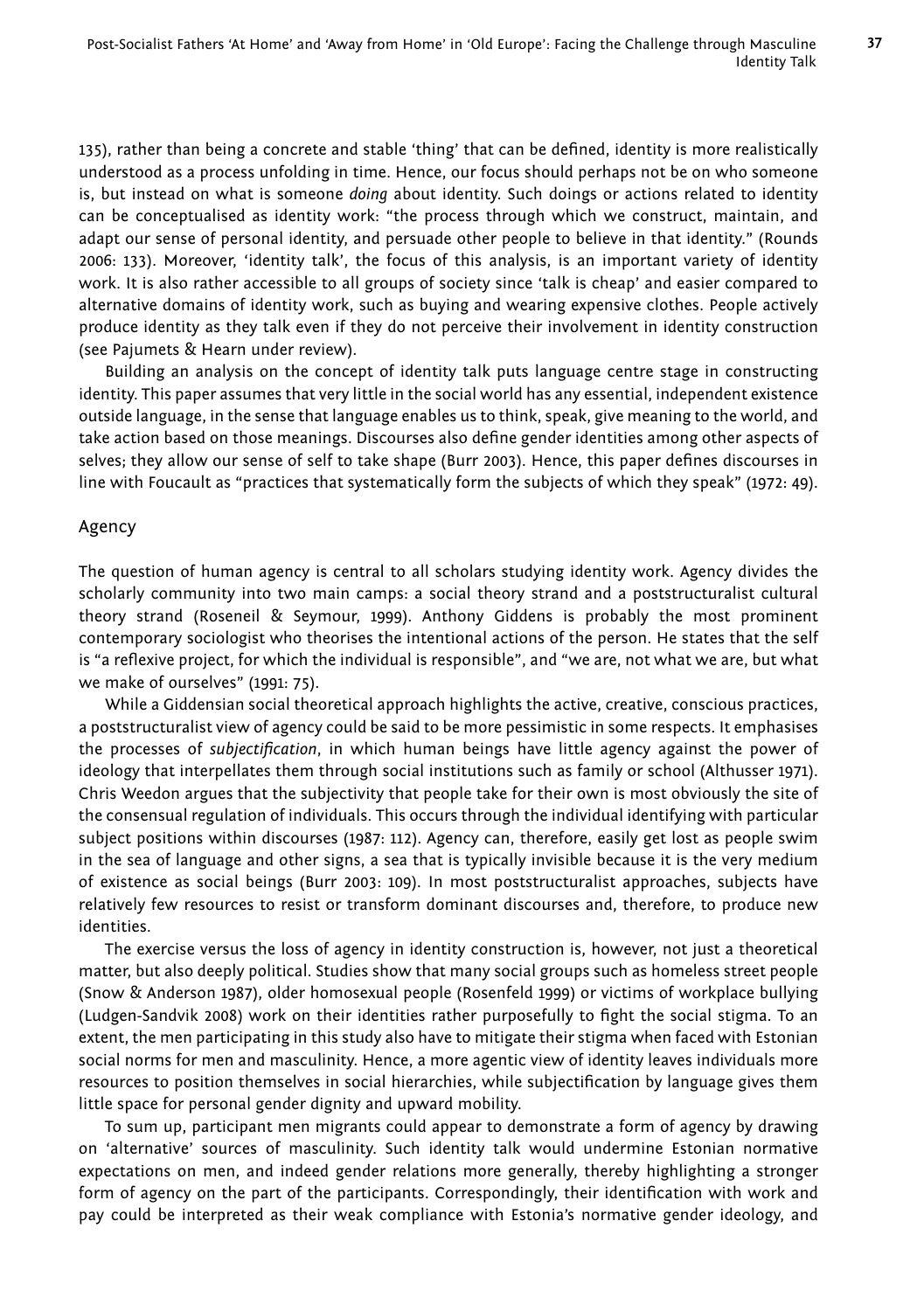135), rather than being a concrete and stable 'thing' that can be defined, identity is more realistically understood as a process unfolding in time. Hence, our focus should perhaps not be on who someone is, but instead on what is someone *doing* about identity. Such doings or actions related to identity can be conceptualised as identity work: "the process through which we construct, maintain, and adapt our sense of personal identity, and persuade other people to believe in that identity." (Rounds 2006: 133). Moreover, 'identity talk', the focus of this analysis, is an important variety of identity work. It is also rather accessible to all groups of society since 'talk is cheap' and easier compared to alternative domains of identity work, such as buying and wearing expensive clothes. People actively produce identity as they talk even if they do not perceive their involvement in identity construction (see Pajumets & Hearn under review).

Building an analysis on the concept of identity talk puts language centre stage in constructing identity. This paper assumes that very little in the social world has any essential, independent existence outside language, in the sense that language enables us to think, speak, give meaning to the world, and take action based on those meanings. Discourses also define gender identities among other aspects of selves; they allow our sense of self to take shape (Burr 2003). Hence, this paper defines discourses in line with Foucault as "practices that systematically form the subjects of which they speak" (1972: 49).

## Agency

The question of human agency is central to all scholars studying identity work. Agency divides the scholarly community into two main camps: a social theory strand and a poststructuralist cultural theory strand (Roseneil & Seymour, 1999). Anthony Giddens is probably the most prominent contemporary sociologist who theorises the intentional actions of the person. He states that the self is "a reflexive project, for which the individual is responsible", and "we are, not what we are, but what we make of ourselves" (1991: 75).

While a Giddensian social theoretical approach highlights the active, creative, conscious practices, a poststructuralist view of agency could be said to be more pessimistic in some respects. It emphasises the processes of *subjectification*, in which human beings have little agency against the power of ideology that interpellates them through social institutions such as family or school (Althusser 1971). Chris Weedon argues that the subjectivity that people take for their own is most obviously the site of the consensual regulation of individuals. This occurs through the individual identifying with particular subject positions within discourses (1987: 112). Agency can, therefore, easily get lost as people swim in the sea of language and other signs, a sea that is typically invisible because it is the very medium of existence as social beings (Burr 2003: 109). In most poststructuralist approaches, subjects have relatively few resources to resist or transform dominant discourses and, therefore, to produce new identities.

The exercise versus the loss of agency in identity construction is, however, not just a theoretical matter, but also deeply political. Studies show that many social groups such as homeless street people (Snow & Anderson 1987), older homosexual people (Rosenfeld 1999) or victims of workplace bullying (Ludgen-Sandvik 2008) work on their identities rather purposefully to fight the social stigma. To an extent, the men participating in this study also have to mitigate their stigma when faced with Estonian social norms for men and masculinity. Hence, a more agentic view of identity leaves individuals more resources to position themselves in social hierarchies, while subjectification by language gives them little space for personal gender dignity and upward mobility.

To sum up, participant men migrants could appear to demonstrate a form of agency by drawing on 'alternative' sources of masculinity. Such identity talk would undermine Estonian normative expectations on men, and indeed gender relations more generally, thereby highlighting a stronger form of agency on the part of the participants. Correspondingly, their identification with work and pay could be interpreted as their weak compliance with Estonia's normative gender ideology, and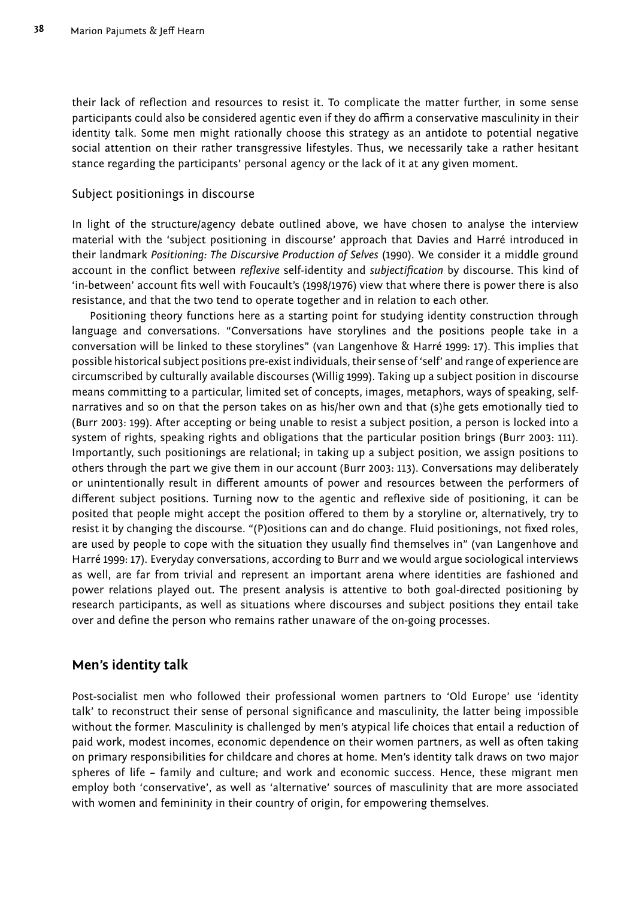their lack of reflection and resources to resist it. To complicate the matter further, in some sense participants could also be considered agentic even if they do affirm a conservative masculinity in their identity talk. Some men might rationally choose this strategy as an antidote to potential negative social attention on their rather transgressive lifestyles. Thus, we necessarily take a rather hesitant stance regarding the participants' personal agency or the lack of it at any given moment.

### Subject positionings in discourse

In light of the structure/agency debate outlined above, we have chosen to analyse the interview material with the 'subject positioning in discourse' approach that Davies and Harré introduced in their landmark *Positioning: The Discursive Production of Selves* (1990). We consider it a middle ground account in the conflict between *reflexive* self-identity and *subjectification* by discourse. This kind of 'in-between' account fits well with Foucault's (1998/1976) view that where there is power there is also resistance, and that the two tend to operate together and in relation to each other.

Positioning theory functions here as a starting point for studying identity construction through language and conversations. "Conversations have storylines and the positions people take in a conversation will be linked to these storylines" (van Langenhove & Harré 1999: 17). This implies that possible historical subject positions pre-exist individuals, their sense of 'self' and range of experience are circumscribed by culturally available discourses (Willig 1999). Taking up a subject position in discourse means committing to a particular, limited set of concepts, images, metaphors, ways of speaking, self-narratives and so on that the person takes on as his/her own and that (s)he gets emotionally tied to (Burr 2003: 199). After accepting or being unable to resist a subject position, a person is locked into a system of rights, speaking rights and obligations that the particular position brings (Burr 2003: 111). Importantly, such positionings are relational; in taking up a subject position, we assign positions to others through the part we give them in our account (Burr 2003: 113). Conversations may deliberately or unintentionally result in different amounts of power and resources between the performers of different subject positions. Turning now to the agentic and reflexive side of positioning, it can be posited that people might accept the position offered to them by a storyline or, alternatively, try to resist it by changing the discourse. "(P)ositions can and do change. Fluid positionings, not fixed roles, are used by people to cope with the situation they usually find themselves in" (van Langenhove and Harré 1999: 17). Everyday conversations, according to Burr and we would argue sociological interviews as well, are far from trivial and represent an important arena where identities are fashioned and power relations played out. The present analysis is attentive to both goal-directed positioning by research participants, as well as situations where discourses and subject positions they entail take over and define the person who remains rather unaware of the on-going processes.

## Men's identity talk

Post-socialist men who followed their professional women partners to 'Old Europe' use 'identity talk' to reconstruct their sense of personal significance and masculinity, the latter being impossible without the former. Masculinity is challenged by men's atypical life choices that entail a reduction of paid work, modest incomes, economic dependence on their women partners, as well as often taking on primary responsibilities for childcare and chores at home. Men's identity talk draws on two major spheres of life – family and culture; and work and economic success. Hence, these migrant men employ both 'conservative', as well as 'alternative' sources of masculinity that are more associated with women and femininity in their country of origin, for empowering themselves.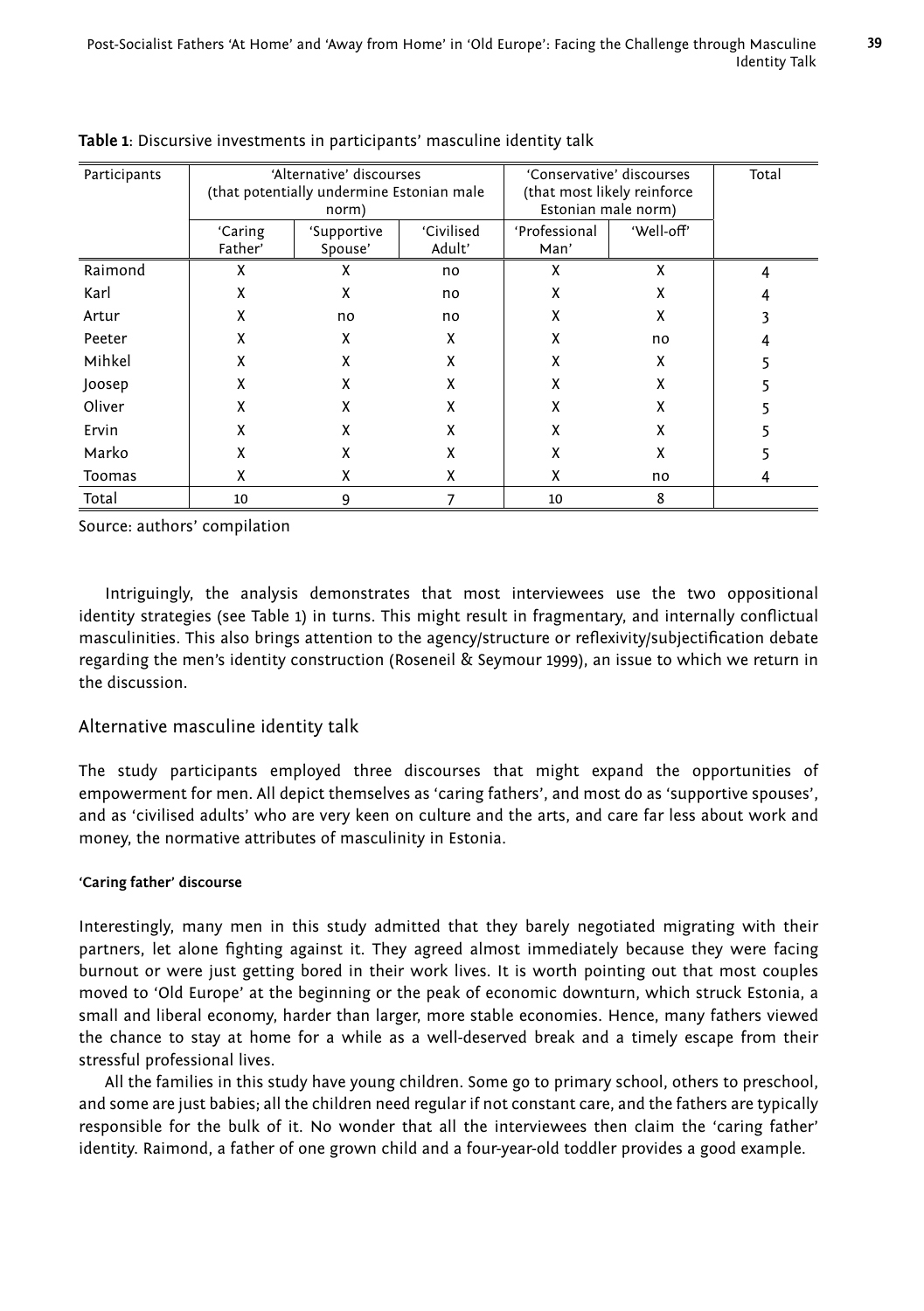**Table 1**: Discursive investments in participants' masculine identity talk

| Participants | 'Alternative' discourses (that potentially undermine Estonian male norm) | | | 'Conservative' discourses (that most likely reinforce Estonian male norm) | | Total |
|---|---|---|---|---|---|---|
| | 'Caring Father' | 'Supportive Spouse' | 'Civilised Adult' | 'Professional Man' | 'Well-off' | |
| Raimond | X | X | no | X | X | 4 |
| Karl | X | X | no | X | X | 4 |
| Artur | X | no | no | X | X | 3 |
| Peeter | X | X | X | X | no | 4 |
| Mihkel | X | X | X | X | X | 5 |
| Joosep | X | X | X | X | X | 5 |
| Oliver | X | X | X | X | X | 5 |
| Ervin | X | X | X | X | X | 5 |
| Marko | X | X | X | X | X | 5 |
| Toomas | X | X | X | X | no | 4 |
| Total | 10 | 9 | 7 | 10 | 8 | |

Source: authors' compilation

Intriguingly, the analysis demonstrates that most interviewees use the two oppositional identity strategies (see Table 1) in turns. This might result in fragmentary, and internally conflictual masculinities. This also brings attention to the agency/structure or reflexivity/subjectification debate regarding the men's identity construction (Roseneil & Seymour 1999), an issue to which we return in the discussion.

## Alternative masculine identity talk

The study participants employed three discourses that might expand the opportunities of empowerment for men. All depict themselves as 'caring fathers', and most do as 'supportive spouses', and as 'civilised adults' who are very keen on culture and the arts, and care far less about work and money, the normative attributes of masculinity in Estonia.

#### 'Caring father' discourse

Interestingly, many men in this study admitted that they barely negotiated migrating with their partners, let alone fighting against it. They agreed almost immediately because they were facing burnout or were just getting bored in their work lives. It is worth pointing out that most couples moved to 'Old Europe' at the beginning or the peak of economic downturn, which struck Estonia, a small and liberal economy, harder than larger, more stable economies. Hence, many fathers viewed the chance to stay at home for a while as a well-deserved break and a timely escape from their stressful professional lives.

All the families in this study have young children. Some go to primary school, others to preschool, and some are just babies; all the children need regular if not constant care, and the fathers are typically responsible for the bulk of it. No wonder that all the interviewees then claim the 'caring father' identity. Raimond, a father of one grown child and a four-year-old toddler provides a good example.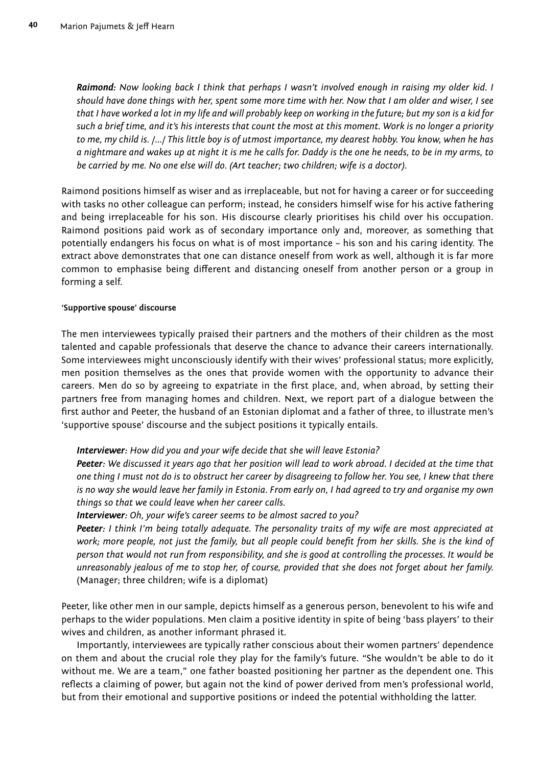***Raimond**: Now looking back I think that perhaps I wasn't involved enough in raising my older kid. I should have done things with her, spent some more time with her. Now that I am older and wiser, I see that I have worked a lot in my life and will probably keep on working in the future; but my son is a kid for such a brief time, and it's his interests that count the most at this moment. Work is no longer a priority to me, my child is. /…/ This little boy is of utmost importance, my dearest hobby. You know, when he has a nightmare and wakes up at night it is me he calls for. Daddy is the one he needs, to be in my arms, to be carried by me. No one else will do. (Art teacher; two children; wife is a doctor).*

Raimond positions himself as wiser and as irreplaceable, but not for having a career or for succeeding with tasks no other colleague can perform; instead, he considers himself wise for his active fathering and being irreplaceable for his son. His discourse clearly prioritises his child over his occupation. Raimond positions paid work as of secondary importance only and, moreover, as something that potentially endangers his focus on what is of most importance – his son and his caring identity. The extract above demonstrates that one can distance oneself from work as well, although it is far more common to emphasise being different and distancing oneself from another person or a group in forming a self.

#### 'Supportive spouse' discourse

The men interviewees typically praised their partners and the mothers of their children as the most talented and capable professionals that deserve the chance to advance their careers internationally. Some interviewees might unconsciously identify with their wives' professional status; more explicitly, men position themselves as the ones that provide women with the opportunity to advance their careers. Men do so by agreeing to expatriate in the first place, and, when abroad, by setting their partners free from managing homes and children. Next, we report part of a dialogue between the first author and Peeter, the husband of an Estonian diplomat and a father of three, to illustrate men's 'supportive spouse' discourse and the subject positions it typically entails.

***Interviewer**: How did you and your wife decide that she will leave Estonia?*
***Peeter**: We discussed it years ago that her position will lead to work abroad. I decided at the time that one thing I must not do is to obstruct her career by disagreeing to follow her. You see, I knew that there is no way she would leave her family in Estonia. From early on, I had agreed to try and organise my own things so that we could leave when her career calls.*
***Interviewer**: Oh, your wife's career seems to be almost sacred to you?*
***Peeter**: I think I'm being totally adequate. The personality traits of my wife are most appreciated at work; more people, not just the family, but all people could benefit from her skills. She is the kind of person that would not run from responsibility, and she is good at controlling the processes. It would be unreasonably jealous of me to stop her, of course, provided that she does not forget about her family.* (Manager; three children; wife is a diplomat)

Peeter, like other men in our sample, depicts himself as a generous person, benevolent to his wife and perhaps to the wider populations. Men claim a positive identity in spite of being 'bass players' to their wives and children, as another informant phrased it.

Importantly, interviewees are typically rather conscious about their women partners' dependence on them and about the crucial role they play for the family's future. "She wouldn't be able to do it without me. We are a team," one father boasted positioning her partner as the dependent one. This reflects a claiming of power, but again not the kind of power derived from men's professional world, but from their emotional and supportive positions or indeed the potential withholding the latter.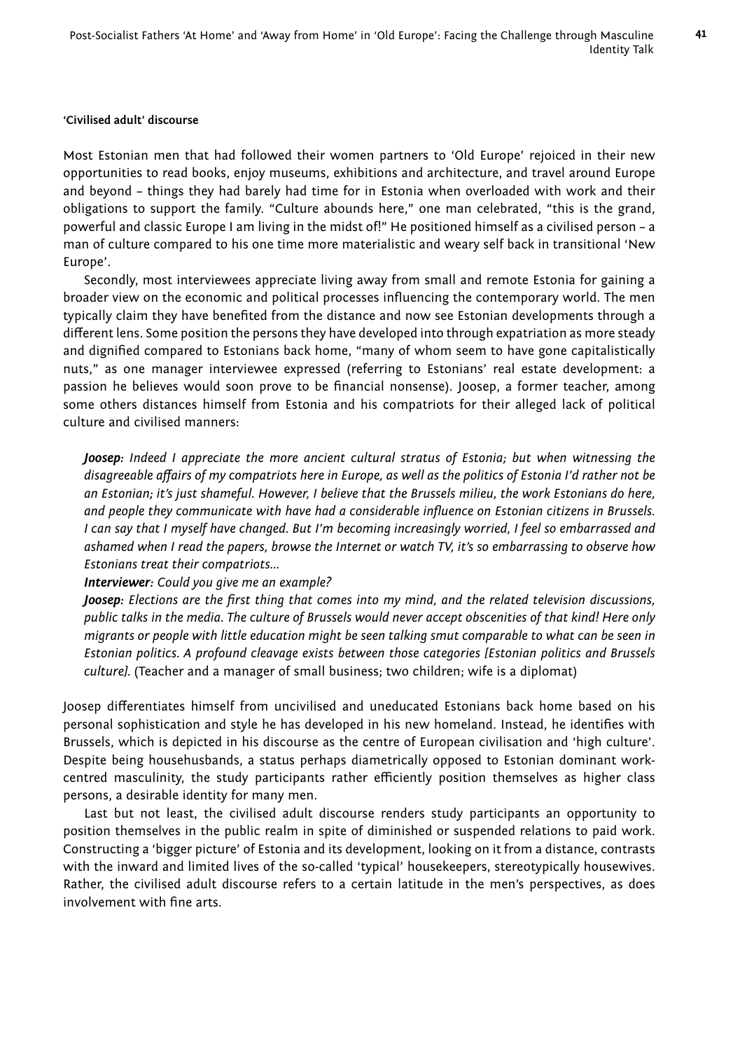**'Civilised adult' discourse**

Most Estonian men that had followed their women partners to 'Old Europe' rejoiced in their new opportunities to read books, enjoy museums, exhibitions and architecture, and travel around Europe and beyond – things they had barely had time for in Estonia when overloaded with work and their obligations to support the family. "Culture abounds here," one man celebrated, "this is the grand, powerful and classic Europe I am living in the midst of!" He positioned himself as a civilised person – a man of culture compared to his one time more materialistic and weary self back in transitional 'New Europe'.

Secondly, most interviewees appreciate living away from small and remote Estonia for gaining a broader view on the economic and political processes influencing the contemporary world. The men typically claim they have benefited from the distance and now see Estonian developments through a different lens. Some position the persons they have developed into through expatriation as more steady and dignified compared to Estonians back home, "many of whom seem to have gone capitalistically nuts," as one manager interviewee expressed (referring to Estonians' real estate development: a passion he believes would soon prove to be financial nonsense). Joosep, a former teacher, among some others distances himself from Estonia and his compatriots for their alleged lack of political culture and civilised manners:

> ***Joosep****: Indeed I appreciate the more ancient cultural stratus of Estonia; but when witnessing the disagreeable affairs of my compatriots here in Europe, as well as the politics of Estonia I'd rather not be an Estonian; it's just shameful. However, I believe that the Brussels milieu, the work Estonians do here, and people they communicate with have had a considerable influence on Estonian citizens in Brussels. I can say that I myself have changed. But I'm becoming increasingly worried, I feel so embarrassed and ashamed when I read the papers, browse the Internet or watch TV, it's so embarrassing to observe how Estonians treat their compatriots...*
>
> ***Interviewer****: Could you give me an example?*
>
> ***Joosep****: Elections are the first thing that comes into my mind, and the related television discussions, public talks in the media. The culture of Brussels would never accept obscenities of that kind! Here only migrants or people with little education might be seen talking smut comparable to what can be seen in Estonian politics. A profound cleavage exists between those categories [Estonian politics and Brussels culture].* (Teacher and a manager of small business; two children; wife is a diplomat)

Joosep differentiates himself from uncivilised and uneducated Estonians back home based on his personal sophistication and style he has developed in his new homeland. Instead, he identifies with Brussels, which is depicted in his discourse as the centre of European civilisation and 'high culture'. Despite being househusbands, a status perhaps diametrically opposed to Estonian dominant work-centred masculinity, the study participants rather efficiently position themselves as higher class persons, a desirable identity for many men.

Last but not least, the civilised adult discourse renders study participants an opportunity to position themselves in the public realm in spite of diminished or suspended relations to paid work. Constructing a 'bigger picture' of Estonia and its development, looking on it from a distance, contrasts with the inward and limited lives of the so-called 'typical' housekeepers, stereotypically housewives. Rather, the civilised adult discourse refers to a certain latitude in the men's perspectives, as does involvement with fine arts.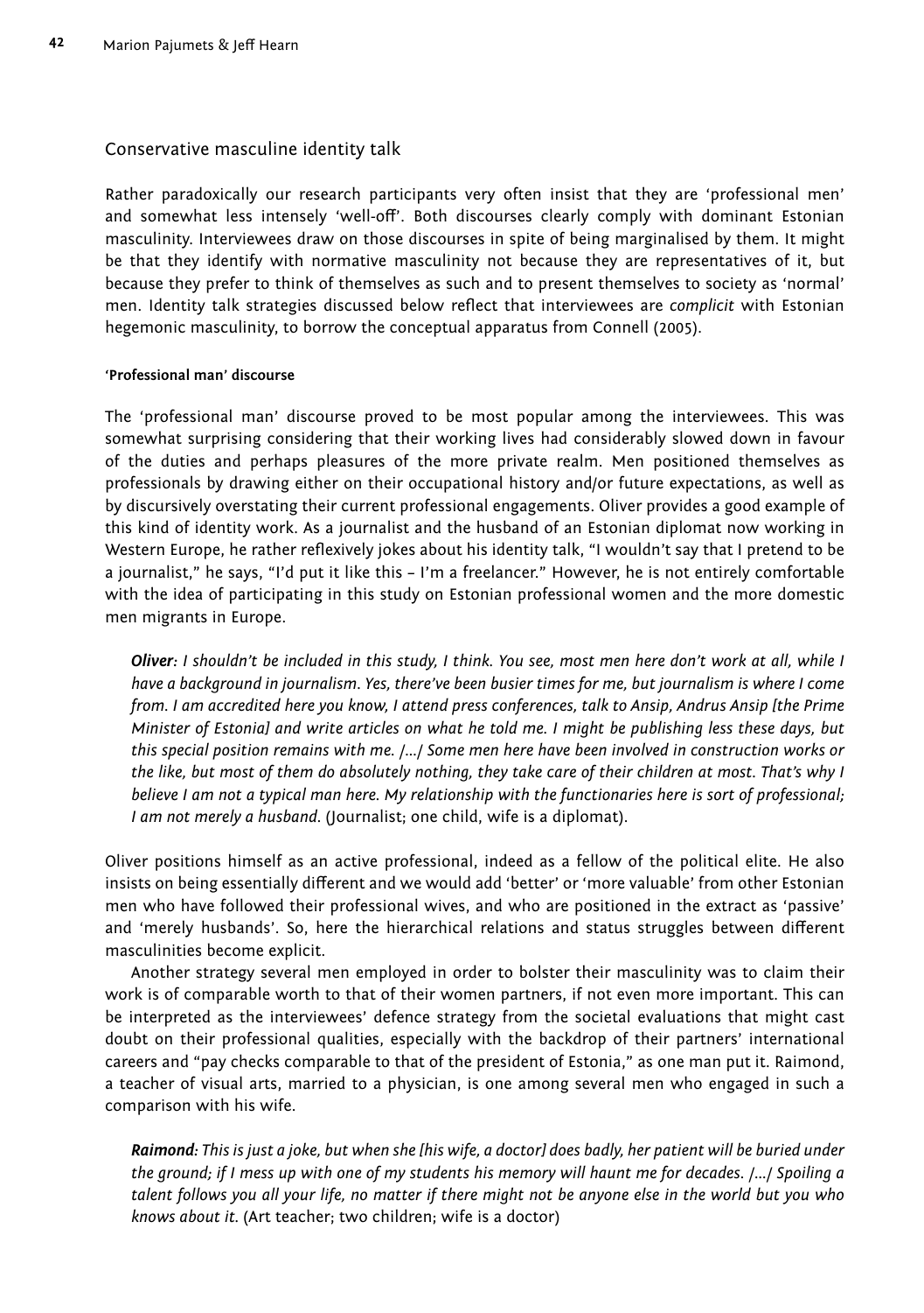## Conservative masculine identity talk

Rather paradoxically our research participants very often insist that they are 'professional men' and somewhat less intensely 'well-off'. Both discourses clearly comply with dominant Estonian masculinity. Interviewees draw on those discourses in spite of being marginalised by them. It might be that they identify with normative masculinity not because they are representatives of it, but because they prefer to think of themselves as such and to present themselves to society as 'normal' men. Identity talk strategies discussed below reflect that interviewees are *complicit* with Estonian hegemonic masculinity, to borrow the conceptual apparatus from Connell (2005).

#### 'Professional man' discourse

The 'professional man' discourse proved to be most popular among the interviewees. This was somewhat surprising considering that their working lives had considerably slowed down in favour of the duties and perhaps pleasures of the more private realm. Men positioned themselves as professionals by drawing either on their occupational history and/or future expectations, as well as by discursively overstating their current professional engagements. Oliver provides a good example of this kind of identity work. As a journalist and the husband of an Estonian diplomat now working in Western Europe, he rather reflexively jokes about his identity talk, "I wouldn't say that I pretend to be a journalist," he says, "I'd put it like this – I'm a freelancer." However, he is not entirely comfortable with the idea of participating in this study on Estonian professional women and the more domestic men migrants in Europe.

> ***Oliver****: I shouldn't be included in this study, I think. You see, most men here don't work at all, while I have a background in journalism. Yes, there've been busier times for me, but journalism is where I come from. I am accredited here you know, I attend press conferences, talk to Ansip, Andrus Ansip [the Prime Minister of Estonia] and write articles on what he told me. I might be publishing less these days, but this special position remains with me. /…/ Some men here have been involved in construction works or the like, but most of them do absolutely nothing, they take care of their children at most. That's why I believe I am not a typical man here. My relationship with the functionaries here is sort of professional; I am not merely a husband*. (Journalist; one child, wife is a diplomat).

Oliver positions himself as an active professional, indeed as a fellow of the political elite. He also insists on being essentially different and we would add 'better' or 'more valuable' from other Estonian men who have followed their professional wives, and who are positioned in the extract as 'passive' and 'merely husbands'. So, here the hierarchical relations and status struggles between different masculinities become explicit.

Another strategy several men employed in order to bolster their masculinity was to claim their work is of comparable worth to that of their women partners, if not even more important. This can be interpreted as the interviewees' defence strategy from the societal evaluations that might cast doubt on their professional qualities, especially with the backdrop of their partners' international careers and "pay checks comparable to that of the president of Estonia," as one man put it. Raimond, a teacher of visual arts, married to a physician, is one among several men who engaged in such a comparison with his wife.

> ***Raimond****: This is just a joke, but when she [his wife, a doctor] does badly, her patient will be buried under the ground; if I mess up with one of my students his memory will haunt me for decades. /…/ Spoiling a talent follows you all your life, no matter if there might not be anyone else in the world but you who knows about it.* (Art teacher; two children; wife is a doctor)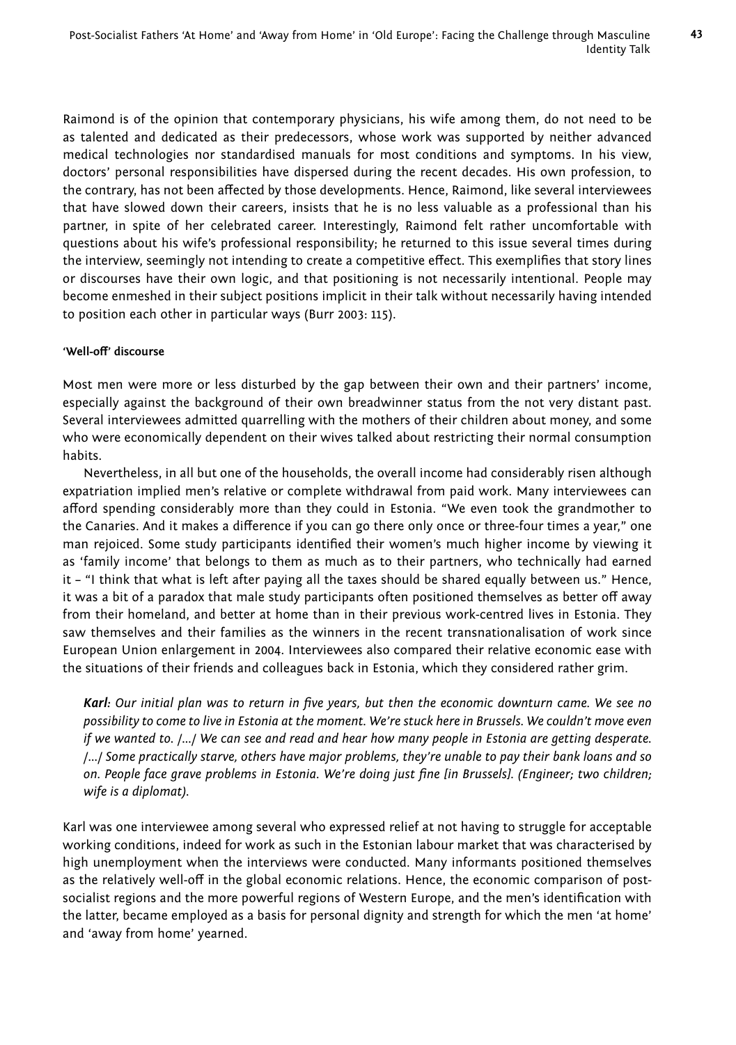Raimond is of the opinion that contemporary physicians, his wife among them, do not need to be as talented and dedicated as their predecessors, whose work was supported by neither advanced medical technologies nor standardised manuals for most conditions and symptoms. In his view, doctors' personal responsibilities have dispersed during the recent decades. His own profession, to the contrary, has not been affected by those developments. Hence, Raimond, like several interviewees that have slowed down their careers, insists that he is no less valuable as a professional than his partner, in spite of her celebrated career. Interestingly, Raimond felt rather uncomfortable with questions about his wife's professional responsibility; he returned to this issue several times during the interview, seemingly not intending to create a competitive effect. This exemplifies that story lines or discourses have their own logic, and that positioning is not necessarily intentional. People may become enmeshed in their subject positions implicit in their talk without necessarily having intended to position each other in particular ways (Burr 2003: 115).

#### 'Well-off' discourse

Most men were more or less disturbed by the gap between their own and their partners' income, especially against the background of their own breadwinner status from the not very distant past. Several interviewees admitted quarrelling with the mothers of their children about money, and some who were economically dependent on their wives talked about restricting their normal consumption habits.

Nevertheless, in all but one of the households, the overall income had considerably risen although expatriation implied men's relative or complete withdrawal from paid work. Many interviewees can afford spending considerably more than they could in Estonia. "We even took the grandmother to the Canaries. And it makes a difference if you can go there only once or three-four times a year," one man rejoiced. Some study participants identified their women's much higher income by viewing it as 'family income' that belongs to them as much as to their partners, who technically had earned it – "I think that what is left after paying all the taxes should be shared equally between us." Hence, it was a bit of a paradox that male study participants often positioned themselves as better off away from their homeland, and better at home than in their previous work-centred lives in Estonia. They saw themselves and their families as the winners in the recent transnationalisation of work since European Union enlargement in 2004. Interviewees also compared their relative economic ease with the situations of their friends and colleagues back in Estonia, which they considered rather grim.

> ***Karl**: Our initial plan was to return in five years, but then the economic downturn came. We see no possibility to come to live in Estonia at the moment. We're stuck here in Brussels. We couldn't move even if we wanted to. /…/ We can see and read and hear how many people in Estonia are getting desperate. /…/ Some practically starve, others have major problems, they're unable to pay their bank loans and so on. People face grave problems in Estonia. We're doing just fine [in Brussels]. (Engineer; two children; wife is a diplomat).*

Karl was one interviewee among several who expressed relief at not having to struggle for acceptable working conditions, indeed for work as such in the Estonian labour market that was characterised by high unemployment when the interviews were conducted. Many informants positioned themselves as the relatively well-off in the global economic relations. Hence, the economic comparison of post-socialist regions and the more powerful regions of Western Europe, and the men's identification with the latter, became employed as a basis for personal dignity and strength for which the men 'at home' and 'away from home' yearned.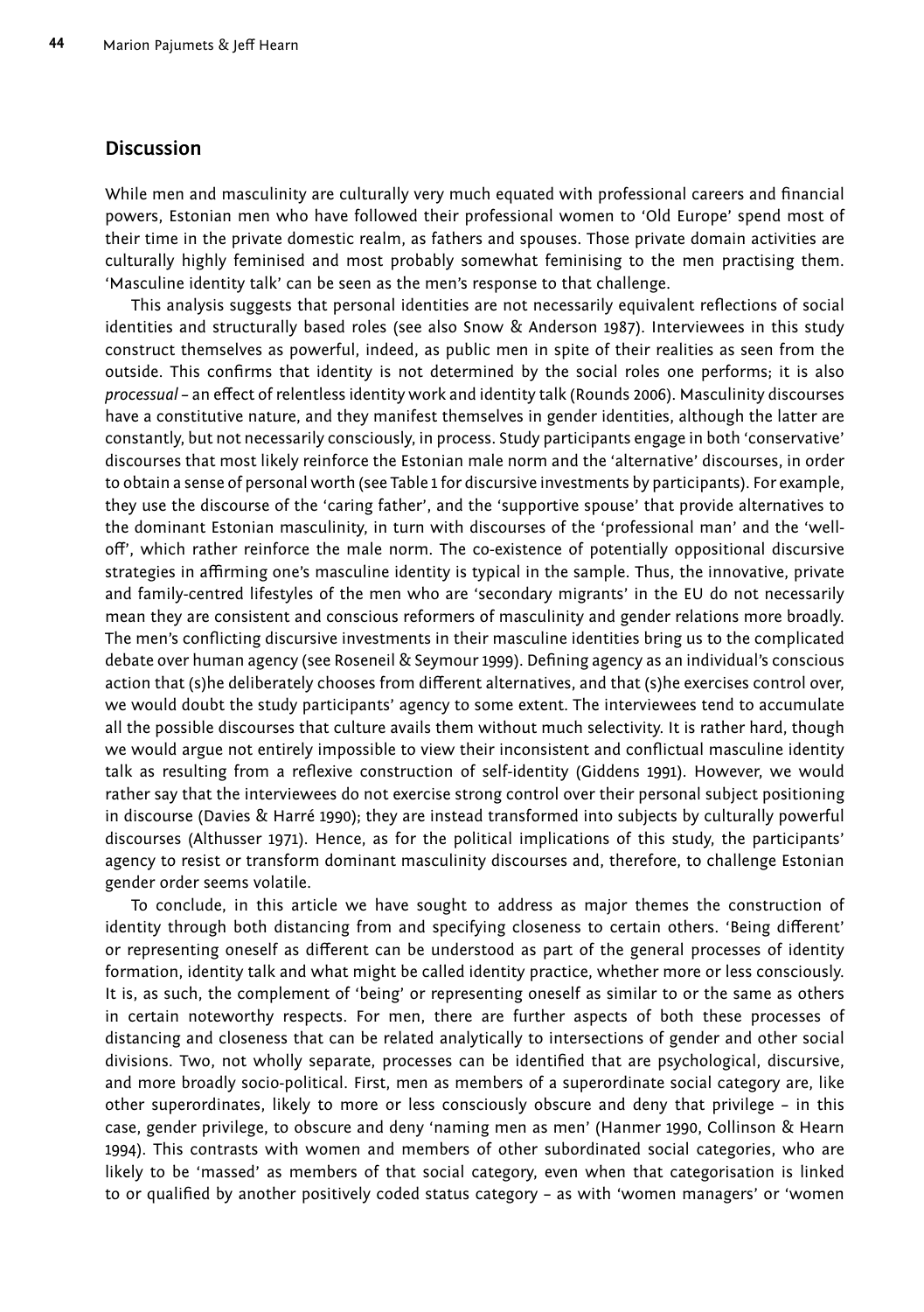## Discussion

While men and masculinity are culturally very much equated with professional careers and financial powers, Estonian men who have followed their professional women to 'Old Europe' spend most of their time in the private domestic realm, as fathers and spouses. Those private domain activities are culturally highly feminised and most probably somewhat feminising to the men practising them. 'Masculine identity talk' can be seen as the men's response to that challenge.

This analysis suggests that personal identities are not necessarily equivalent reflections of social identities and structurally based roles (see also Snow & Anderson 1987). Interviewees in this study construct themselves as powerful, indeed, as public men in spite of their realities as seen from the outside. This confirms that identity is not determined by the social roles one performs; it is also *processual* – an effect of relentless identity work and identity talk (Rounds 2006). Masculinity discourses have a constitutive nature, and they manifest themselves in gender identities, although the latter are constantly, but not necessarily consciously, in process. Study participants engage in both 'conservative' discourses that most likely reinforce the Estonian male norm and the 'alternative' discourses, in order to obtain a sense of personal worth (see Table 1 for discursive investments by participants). For example, they use the discourse of the 'caring father', and the 'supportive spouse' that provide alternatives to the dominant Estonian masculinity, in turn with discourses of the 'professional man' and the 'well-off', which rather reinforce the male norm. The co-existence of potentially oppositional discursive strategies in affirming one's masculine identity is typical in the sample. Thus, the innovative, private and family-centred lifestyles of the men who are 'secondary migrants' in the EU do not necessarily mean they are consistent and conscious reformers of masculinity and gender relations more broadly. The men's conflicting discursive investments in their masculine identities bring us to the complicated debate over human agency (see Roseneil & Seymour 1999). Defining agency as an individual's conscious action that (s)he deliberately chooses from different alternatives, and that (s)he exercises control over, we would doubt the study participants' agency to some extent. The interviewees tend to accumulate all the possible discourses that culture avails them without much selectivity. It is rather hard, though we would argue not entirely impossible to view their inconsistent and conflictual masculine identity talk as resulting from a reflexive construction of self-identity (Giddens 1991). However, we would rather say that the interviewees do not exercise strong control over their personal subject positioning in discourse (Davies & Harré 1990); they are instead transformed into subjects by culturally powerful discourses (Althusser 1971). Hence, as for the political implications of this study, the participants' agency to resist or transform dominant masculinity discourses and, therefore, to challenge Estonian gender order seems volatile.

To conclude, in this article we have sought to address as major themes the construction of identity through both distancing from and specifying closeness to certain others. 'Being different' or representing oneself as different can be understood as part of the general processes of identity formation, identity talk and what might be called identity practice, whether more or less consciously. It is, as such, the complement of 'being' or representing oneself as similar to or the same as others in certain noteworthy respects. For men, there are further aspects of both these processes of distancing and closeness that can be related analytically to intersections of gender and other social divisions. Two, not wholly separate, processes can be identified that are psychological, discursive, and more broadly socio-political. First, men as members of a superordinate social category are, like other superordinates, likely to more or less consciously obscure and deny that privilege – in this case, gender privilege, to obscure and deny 'naming men as men' (Hanmer 1990, Collinson & Hearn 1994). This contrasts with women and members of other subordinated social categories, who are likely to be 'massed' as members of that social category, even when that categorisation is linked to or qualified by another positively coded status category – as with 'women managers' or 'women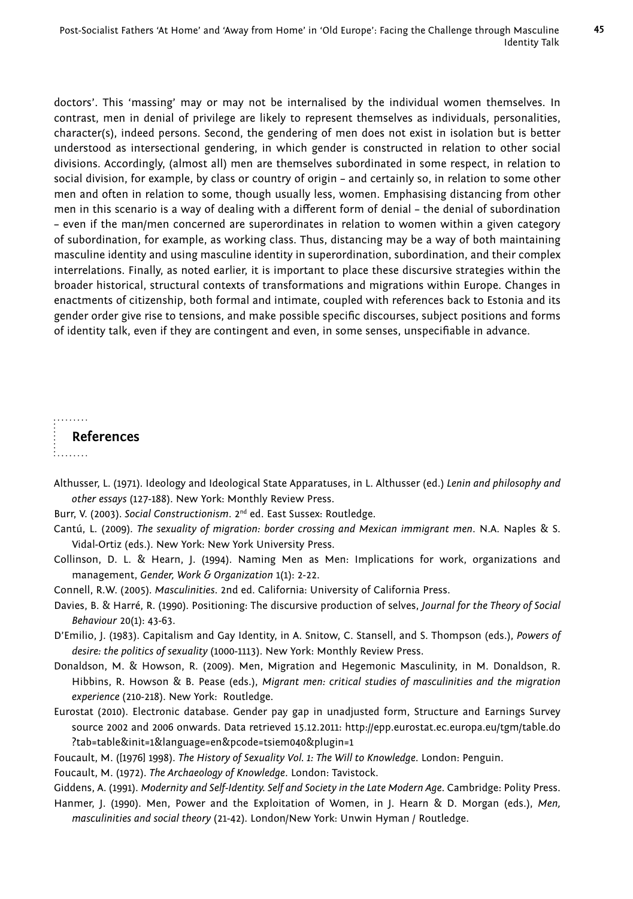doctors'. This 'massing' may or may not be internalised by the individual women themselves. In contrast, men in denial of privilege are likely to represent themselves as individuals, personalities, character(s), indeed persons. Second, the gendering of men does not exist in isolation but is better understood as intersectional gendering, in which gender is constructed in relation to other social divisions. Accordingly, (almost all) men are themselves subordinated in some respect, in relation to social division, for example, by class or country of origin – and certainly so, in relation to some other men and often in relation to some, though usually less, women. Emphasising distancing from other men in this scenario is a way of dealing with a different form of denial – the denial of subordination – even if the man/men concerned are superordinates in relation to women within a given category of subordination, for example, as working class. Thus, distancing may be a way of both maintaining masculine identity and using masculine identity in superordination, subordination, and their complex interrelations. Finally, as noted earlier, it is important to place these discursive strategies within the broader historical, structural contexts of transformations and migrations within Europe. Changes in enactments of citizenship, both formal and intimate, coupled with references back to Estonia and its gender order give rise to tensions, and make possible specific discourses, subject positions and forms of identity talk, even if they are contingent and even, in some senses, unspecifiable in advance.

## References

Althusser, L. (1971). Ideology and Ideological State Apparatuses, in L. Althusser (ed.) *Lenin and philosophy and other essays* (127-188). New York: Monthly Review Press.

Burr, V. (2003). *Social Constructionism*. 2nd ed. East Sussex: Routledge.

Cantú, L. (2009). *The sexuality of migration: border crossing and Mexican immigrant men*. N.A. Naples & S. Vidal-Ortiz (eds.). New York: New York University Press.

Collinson, D. L. & Hearn, J. (1994). Naming Men as Men: Implications for work, organizations and management, *Gender, Work & Organization* 1(1): 2-22.

Connell, R.W. (2005). *Masculinities*. 2nd ed. California: University of California Press.

Davies, B. & Harré, R. (1990). Positioning: The discursive production of selves, *Journal for the Theory of Social Behaviour* 20(1): 43-63.

D'Emilio, J. (1983). Capitalism and Gay Identity, in A. Snitow, C. Stansell, and S. Thompson (eds.), *Powers of desire: the politics of sexuality* (1000-1113). New York: Monthly Review Press.

Donaldson, M. & Howson, R. (2009). Men, Migration and Hegemonic Masculinity, in M. Donaldson, R. Hibbins, R. Howson & B. Pease (eds.), *Migrant men: critical studies of masculinities and the migration experience* (210-218). New York: Routledge.

Eurostat (2010). Electronic database. Gender pay gap in unadjusted form, Structure and Earnings Survey source 2002 and 2006 onwards. Data retrieved 15.12.2011: http://epp.eurostat.ec.europa.eu/tgm/table.do?tab=table&init=1&language=en&pcode=tsiem040&plugin=1

Foucault, M. ([1976] 1998). *The History of Sexuality Vol. 1: The Will to Knowledge*. London: Penguin.

Foucault, M. (1972). *The Archaeology of Knowledge*. London: Tavistock.

Giddens, A. (1991). *Modernity and Self-Identity. Self and Society in the Late Modern Age*. Cambridge: Polity Press.

Hanmer, J. (1990). Men, Power and the Exploitation of Women, in J. Hearn & D. Morgan (eds.), *Men, masculinities and social theory* (21-42). London/New York: Unwin Hyman / Routledge.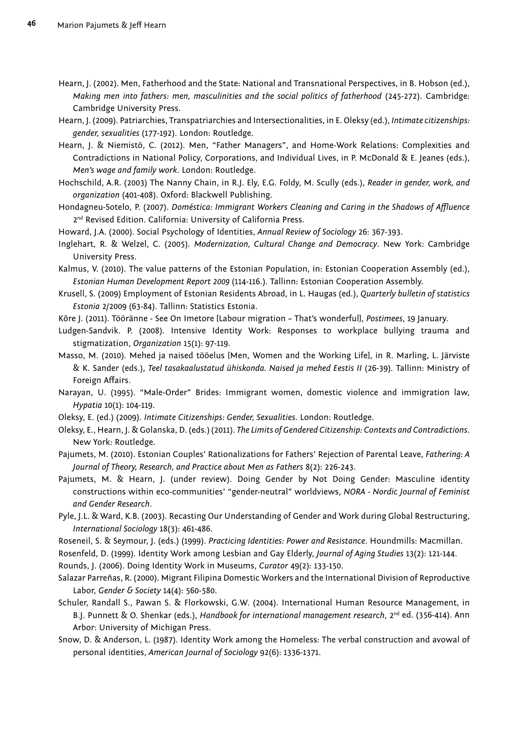Hearn, J. (2002). Men, Fatherhood and the State: National and Transnational Perspectives, in B. Hobson (ed.), *Making men into fathers: men, masculinities and the social politics of fatherhood* (245-272). Cambridge: Cambridge University Press.

Hearn, J. (2009). Patriarchies, Transpatriarchies and Intersectionalities, in E. Oleksy (ed.), *Intimate citizenships: gender, sexualities* (177-192). London: Routledge.

Hearn, J. & Niemistö, C. (2012). Men, "Father Managers", and Home-Work Relations: Complexities and Contradictions in National Policy, Corporations, and Individual Lives, in P. McDonald & E. Jeanes (eds.), *Men's wage and family work*. London: Routledge.

Hochschild, A.R. (2003) The Nanny Chain, in R.J. Ely, E.G. Foldy, M. Scully (eds.), *Reader in gender, work, and organization* (401-408). Oxford: Blackwell Publishing.

Hondagneu-Sotelo, P. (2007). *Doméstica: Immigrant Workers Cleaning and Caring in the Shadows of Affluence* 2nd Revised Edition. California: University of California Press.

Howard, J.A. (2000). Social Psychology of Identities, *Annual Review of Sociology* 26: 367-393.

Inglehart, R. & Welzel, C. (2005). *Modernization, Cultural Change and Democracy*. New York: Cambridge University Press.

Kalmus, V. (2010). The value patterns of the Estonian Population, in: Estonian Cooperation Assembly (ed.), *Estonian Human Development Report 2009* (114-116.). Tallinn: Estonian Cooperation Assembly.

Krusell, S. (2009) Employment of Estonian Residents Abroad, in L. Haugas (ed.), *Quarterly bulletin of statistics Estonia* 2/2009 (63-84). Tallinn: Statistics Estonia.

Kõre J. (2011). Tööränne - See On Imetore [Labour migration – That's wonderful], *Postimees*, 19 January.

Ludgen-Sandvik. P. (2008). Intensive Identity Work: Responses to workplace bullying trauma and stigmatization, *Organization* 15(1): 97-119.

Masso, M. (2010). Mehed ja naised tööelus [Men, Women and the Working Life], in R. Marling, L. Järviste & K. Sander (eds.), *Teel tasakaalustatud ühiskonda. Naised ja mehed Eestis II* (26-39). Tallinn: Ministry of Foreign Affairs.

Narayan, U. (1995). "Male-Order" Brides: Immigrant women, domestic violence and immigration law, *Hypatia* 10(1): 104-119.

Oleksy, E. (ed.) (2009). *Intimate Citizenships: Gender, Sexualities*. London: Routledge.

Oleksy, E., Hearn, J. & Golanska, D. (eds.) (2011). *The Limits of Gendered Citizenship: Contexts and Contradictions*. New York: Routledge.

Pajumets, M. (2010). Estonian Couples' Rationalizations for Fathers' Rejection of Parental Leave, *Fathering: A Journal of Theory, Research, and Practice about Men as Fathers* 8(2): 226-243.

Pajumets, M. & Hearn, J. (under review). Doing Gender by Not Doing Gender: Masculine identity constructions within eco-communities' "gender-neutral" worldviews, *NORA - Nordic Journal of Feminist and Gender Research*.

Pyle, J.L. & Ward, K.B. (2003). Recasting Our Understanding of Gender and Work during Global Restructuring, *International Sociology* 18(3): 461-486.

Roseneil, S. & Seymour, J. (eds.) (1999). *Practicing Identities: Power and Resistance*. Houndmills: Macmillan.

Rosenfeld, D. (1999). Identity Work among Lesbian and Gay Elderly, *Journal of Aging Studies* 13(2): 121-144.

Rounds, J. (2006). Doing Identity Work in Museums, *Curator* 49(2): 133-150.

Salazar Parreñas, R. (2000). Migrant Filipina Domestic Workers and the International Division of Reproductive Labor, *Gender & Society* 14(4): 560-580.

Schuler, Randall S., Pawan S. & Florkowski, G.W. (2004). International Human Resource Management, in B.J. Punnett & O. Shenkar (eds.), *Handbook for international management research*, 2nd ed. (356-414). Ann Arbor: University of Michigan Press.

Snow, D. & Anderson, L. (1987). Identity Work among the Homeless: The verbal construction and avowal of personal identities, *American Journal of Sociology* 92(6): 1336-1371.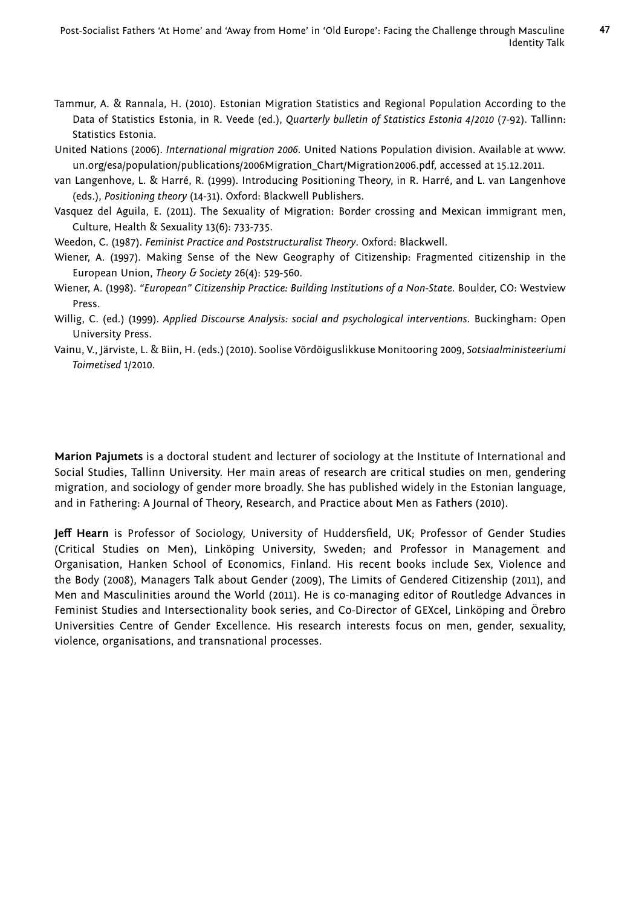Tammur, A. & Rannala, H. (2010). Estonian Migration Statistics and Regional Population According to the Data of Statistics Estonia, in R. Veede (ed.), *Quarterly bulletin of Statistics Estonia 4/2010* (7-92). Tallinn: Statistics Estonia.

United Nations (2006). *International migration 2006*. United Nations Population division. Available at www.un.org/esa/population/publications/2006Migration_Chart/Migration2006.pdf, accessed at 15.12.2011.

van Langenhove, L. & Harré, R. (1999). Introducing Positioning Theory, in R. Harré, and L. van Langenhove (eds.), *Positioning theory* (14-31). Oxford: Blackwell Publishers.

Vasquez del Aguila, E. (2011). The Sexuality of Migration: Border crossing and Mexican immigrant men, Culture, Health & Sexuality 13(6): 733-735.

Weedon, C. (1987). *Feminist Practice and Poststructuralist Theory*. Oxford: Blackwell.

Wiener, A. (1997). Making Sense of the New Geography of Citizenship: Fragmented citizenship in the European Union, *Theory & Society* 26(4): 529-560.

Wiener, A. (1998). *"European" Citizenship Practice: Building Institutions of a Non-State*. Boulder, CO: Westview Press.

Willig, C. (ed.) (1999). *Applied Discourse Analysis: social and psychological interventions*. Buckingham: Open University Press.

Vainu, V., Järviste, L. & Biin, H. (eds.) (2010). Soolise Võrdõiguslikkuse Monitooring 2009, *Sotsiaalministeeriumi Toimetised* 1/2010.

**Marion Pajumets** is a doctoral student and lecturer of sociology at the Institute of International and Social Studies, Tallinn University. Her main areas of research are critical studies on men, gendering migration, and sociology of gender more broadly. She has published widely in the Estonian language, and in Fathering: A Journal of Theory, Research, and Practice about Men as Fathers (2010).

**Jeff Hearn** is Professor of Sociology, University of Huddersfield, UK; Professor of Gender Studies (Critical Studies on Men), Linköping University, Sweden; and Professor in Management and Organisation, Hanken School of Economics, Finland. His recent books include Sex, Violence and the Body (2008), Managers Talk about Gender (2009), The Limits of Gendered Citizenship (2011), and Men and Masculinities around the World (2011). He is co-managing editor of Routledge Advances in Feminist Studies and Intersectionality book series, and Co-Director of GEXcel, Linköping and Örebro Universities Centre of Gender Excellence. His research interests focus on men, gender, sexuality, violence, organisations, and transnational processes.